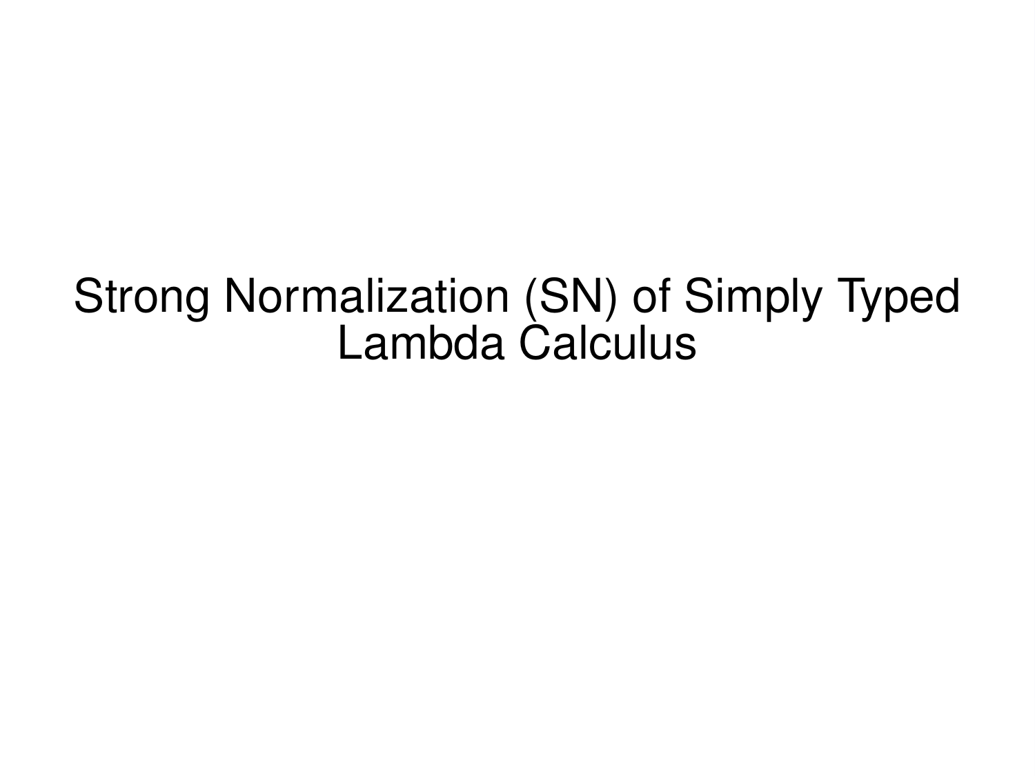# Strong Normalization (SN) of Simply Typed Lambda Calculus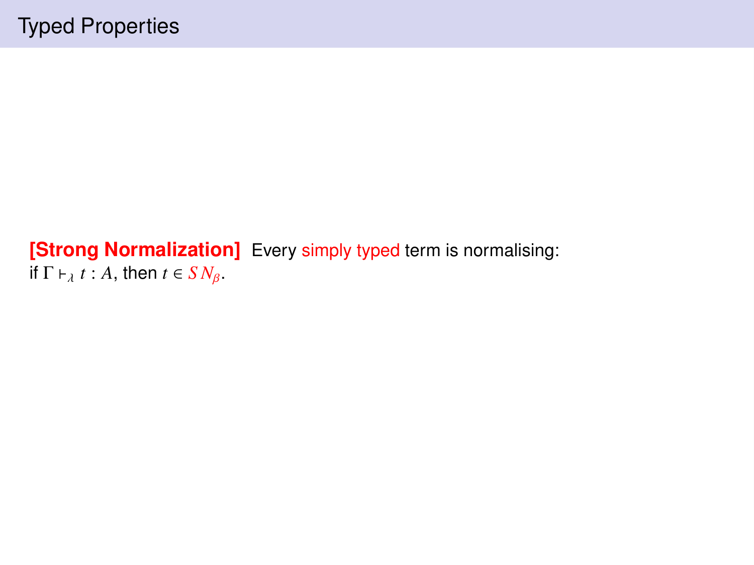# Typed Properties

**[Strong Normalization]** Every simply typed term is normalising:
if $\Gamma \vdash_{\lambda} t : A$, then $t \in SN_{\beta}$.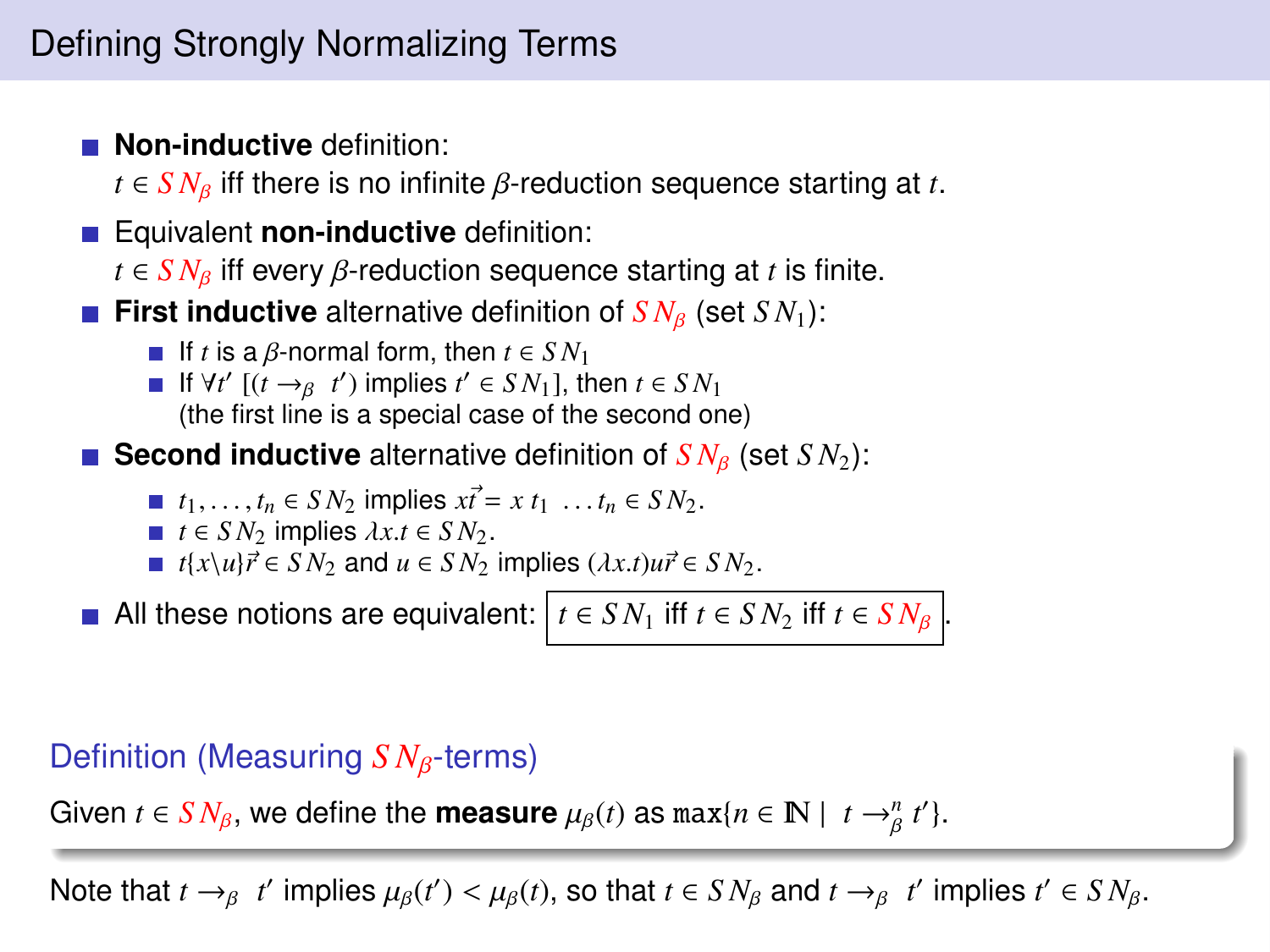# Defining Strongly Normalizing Terms

- **Non-inductive** definition:
  $t \in SN_\beta$ iff there is no infinite $\beta$-reduction sequence starting at $t$.
- Equivalent **non-inductive** definition:
  $t \in SN_\beta$ iff every $\beta$-reduction sequence starting at $t$ is finite.
- **First inductive** alternative definition of $SN_\beta$ (set $SN_1$):
  - If $t$ is a $\beta$-normal form, then $t \in SN_1$
  - If $\forall t'$ $[(t \rightarrow_\beta t')$ implies $t' \in SN_1]$, then $t \in SN_1$
    (the first line is a special case of the second one)
- **Second inductive** alternative definition of $SN_\beta$ (set $SN_2$):
  - $t_1, \ldots, t_n \in SN_2$ implies $x\vec{t} = x\, t_1 \ \ldots t_n \in SN_2$.
  - $t \in SN_2$ implies $\lambda x.t \in SN_2$.
  - $t\{x \backslash u\}\vec{r} \in SN_2$ and $u \in SN_2$ implies $(\lambda x.t)u\vec{r} \in SN_2$.
- All these notions are equivalent: $t \in SN_1$ iff $t \in SN_2$ iff $t \in SN_\beta$.

**Definition (Measuring $SN_\beta$-terms)**

Given $t \in SN_\beta$, we define the **measure** $\mu_\beta(t)$ as $\max\{n \in \mathbb{N} \mid t \rightarrow_\beta^n t'\}$.

Note that $t \rightarrow_\beta t'$ implies $\mu_\beta(t') < \mu_\beta(t)$, so that $t \in SN_\beta$ and $t \rightarrow_\beta t'$ implies $t' \in SN_\beta$.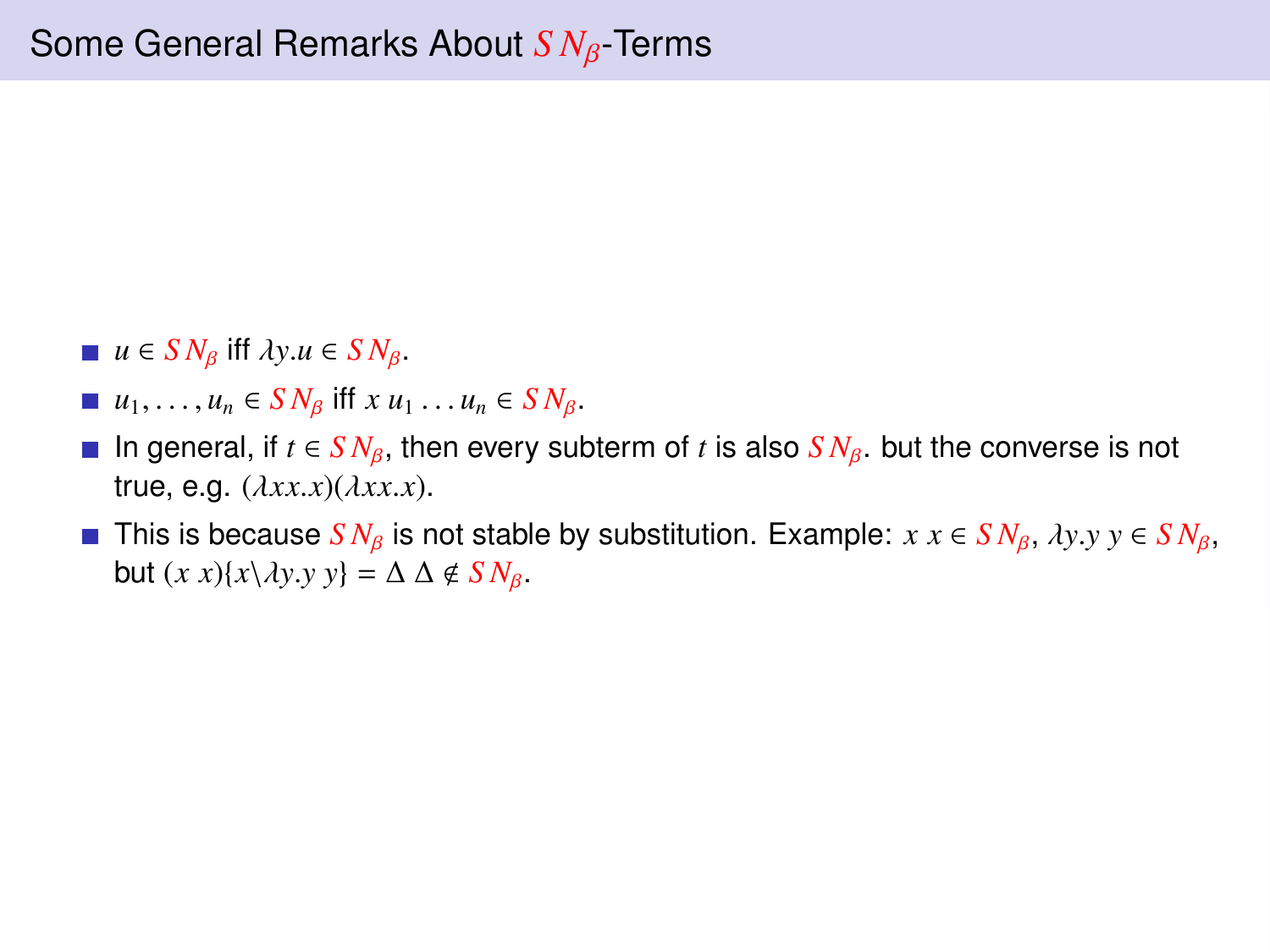# Some General Remarks About $SN_\beta$-Terms

- $u \in SN_\beta$ iff $\lambda y.u \in SN_\beta$.
- $u_1, \ldots, u_n \in SN_\beta$ iff $x\ u_1 \ldots u_n \in SN_\beta$.
- In general, if $t \in SN_\beta$, then every subterm of $t$ is also $SN_\beta$. but the converse is not true, e.g. $(\lambda xx.x)(\lambda xx.x)$.
- This is because $SN_\beta$ is not stable by substitution. Example: $x\ x \in SN_\beta$, $\lambda y.y\ y \in SN_\beta$, but $(x\ x)\{x \backslash \lambda y.y\ y\} = \Delta\ \Delta \notin SN_\beta$.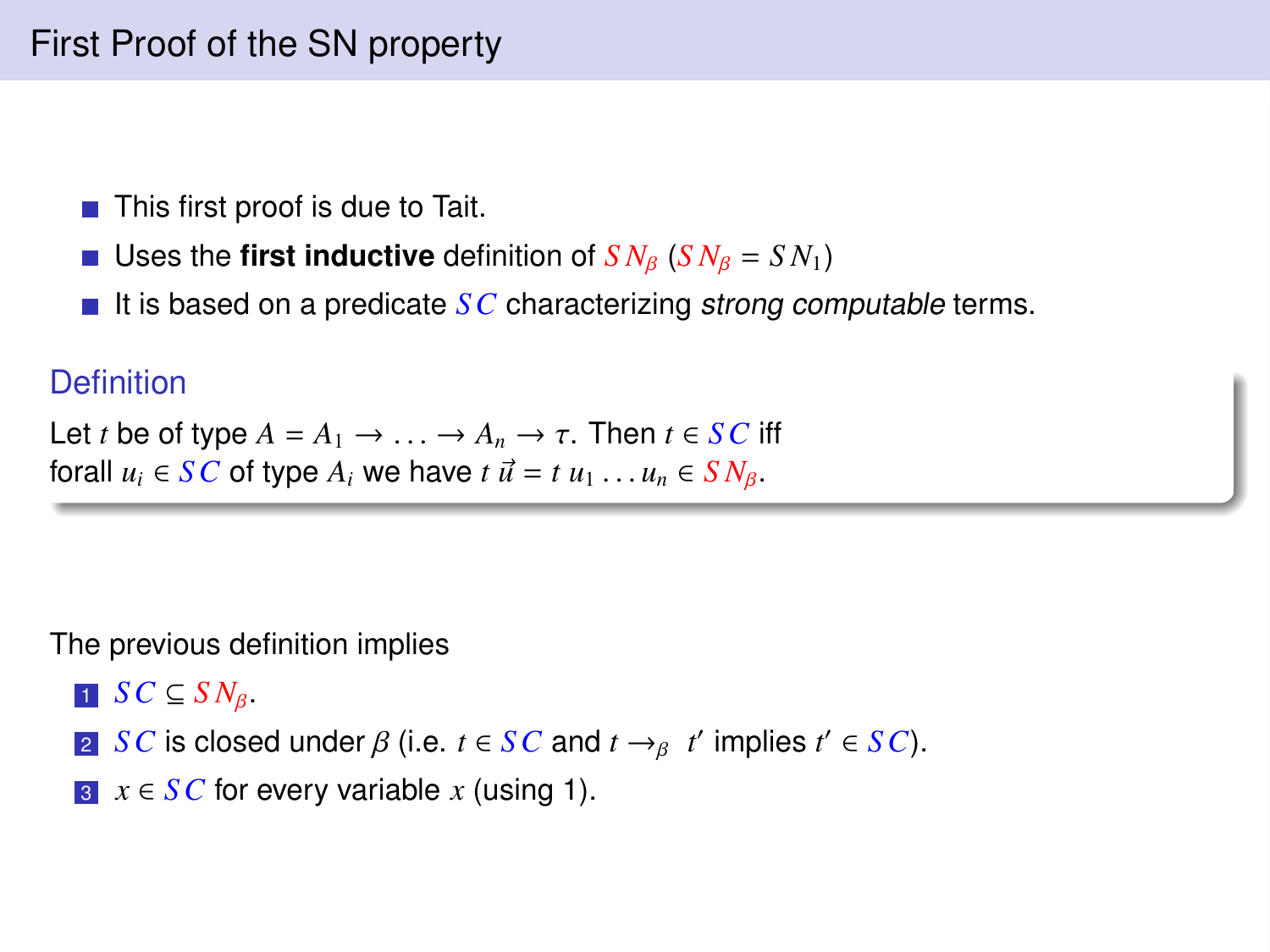# First Proof of the SN property

- This first proof is due to Tait.
- Uses the **first inductive** definition of $SN_\beta$ ($SN_\beta = SN_1$)
- It is based on a predicate $SC$ characterizing *strong computable* terms.

### Definition

Let $t$ be of type $A = A_1 \to \ldots \to A_n \to \tau$. Then $t \in SC$ iff forall $u_i \in SC$ of type $A_i$ we have $t\,\vec{u} = t\,u_1 \ldots u_n \in SN_\beta$.

The previous definition implies

1. $SC \subseteq SN_\beta$.
2. $SC$ is closed under $\beta$ (i.e. $t \in SC$ and $t \to_\beta t'$ implies $t' \in SC$).
3. $x \in SC$ for every variable $x$ (using 1).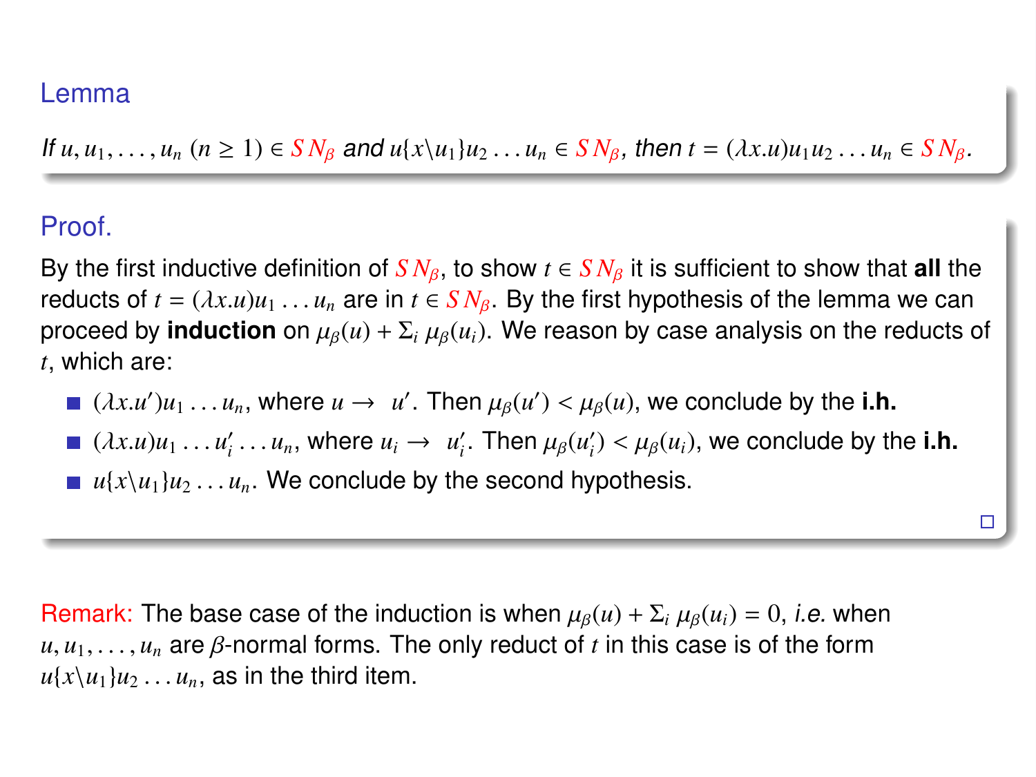### Lemma

*If $u, u_1, \ldots, u_n$ $(n \geq 1) \in SN_\beta$ and $u\{x\backslash u_1\}u_2 \ldots u_n \in SN_\beta$, then $t = (\lambda x.u)u_1 u_2 \ldots u_n \in SN_\beta$.*

### Proof.

By the first inductive definition of $SN_\beta$, to show $t \in SN_\beta$ it is sufficient to show that **all** the reducts of $t = (\lambda x.u)u_1 \ldots u_n$ are in $t \in SN_\beta$. By the first hypothesis of the lemma we can proceed by **induction** on $\mu_\beta(u) + \Sigma_i\, \mu_\beta(u_i)$. We reason by case analysis on the reducts of $t$, which are:

- $(\lambda x.u')u_1 \ldots u_n$, where $u \rightarrow u'$. Then $\mu_\beta(u') < \mu_\beta(u)$, we conclude by the **i.h.**
- $(\lambda x.u)u_1 \ldots u_i' \ldots u_n$, where $u_i \rightarrow u_i'$. Then $\mu_\beta(u_i') < \mu_\beta(u_i)$, we conclude by the **i.h.**
- $u\{x\backslash u_1\}u_2 \ldots u_n$. We conclude by the second hypothesis.

□

Remark: The base case of the induction is when $\mu_\beta(u) + \Sigma_i\, \mu_\beta(u_i) = 0$, *i.e.* when $u, u_1, \ldots, u_n$ are $\beta$-normal forms. The only reduct of $t$ in this case is of the form $u\{x\backslash u_1\}u_2 \ldots u_n$, as in the third item.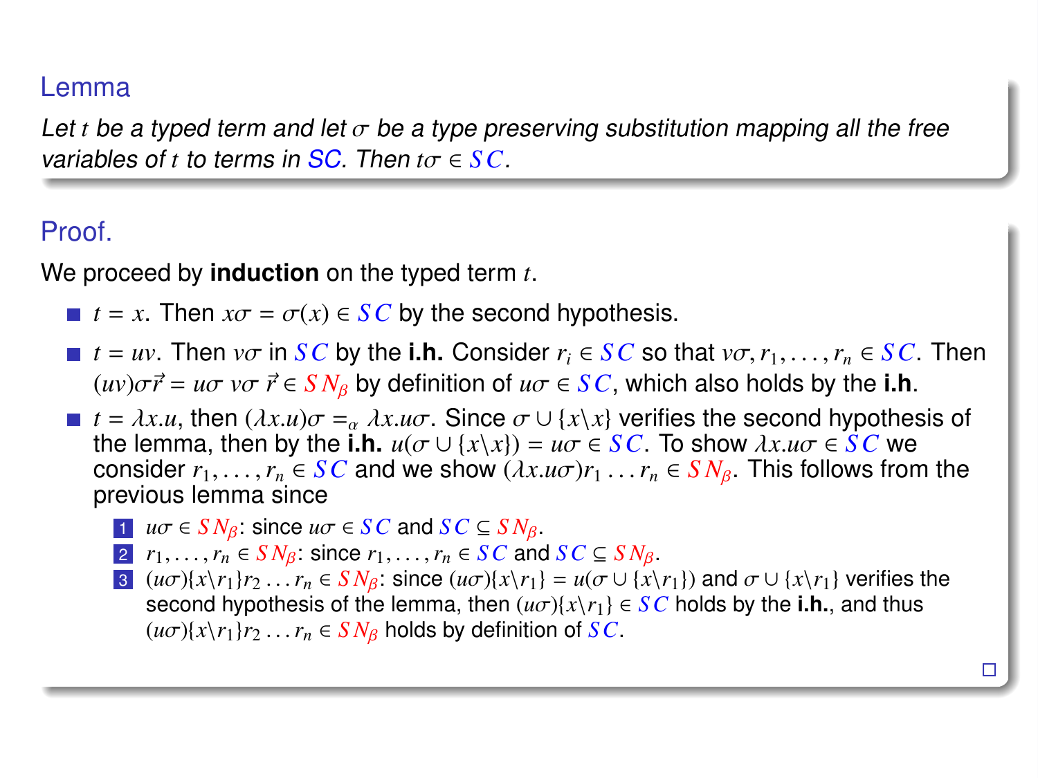### Lemma

*Let $t$ be a typed term and let $\sigma$ be a type preserving substitution mapping all the free variables of $t$ to terms in SC. Then $t\sigma \in SC$.*

### Proof.

We proceed by **induction** on the typed term $t$.

- $t = x$. Then $x\sigma = \sigma(x) \in SC$ by the second hypothesis.
- $t = uv$. Then $v\sigma$ in $SC$ by the **i.h.** Consider $r_i \in SC$ so that $v\sigma, r_1, \ldots, r_n \in SC$. Then $(uv)\sigma\vec{r} = u\sigma\ v\sigma\ \vec{r} \in SN_\beta$ by definition of $u\sigma \in SC$, which also holds by the **i.h**.
- $t = \lambda x.u$, then $(\lambda x.u)\sigma =_\alpha \lambda x.u\sigma$. Since $\sigma \cup \{x \backslash x\}$ verifies the second hypothesis of the lemma, then by the **i.h.** $u(\sigma \cup \{x \backslash x\}) = u\sigma \in SC$. To show $\lambda x.u\sigma \in SC$ we consider $r_1, \ldots, r_n \in SC$ and we show $(\lambda x.u\sigma)r_1 \ldots r_n \in SN_\beta$. This follows from the previous lemma since
  1. $u\sigma \in SN_\beta$: since $u\sigma \in SC$ and $SC \subseteq SN_\beta$.
  2. $r_1, \ldots, r_n \in SN_\beta$: since $r_1, \ldots, r_n \in SC$ and $SC \subseteq SN_\beta$.
  3. $(u\sigma)\{x \backslash r_1\}r_2 \ldots r_n \in SN_\beta$: since $(u\sigma)\{x \backslash r_1\} = u(\sigma \cup \{x \backslash r_1\})$ and $\sigma \cup \{x \backslash r_1\}$ verifies the second hypothesis of the lemma, then $(u\sigma)\{x \backslash r_1\} \in SC$ holds by the **i.h.**, and thus $(u\sigma)\{x \backslash r_1\}r_2 \ldots r_n \in SN_\beta$ holds by definition of $SC$.

□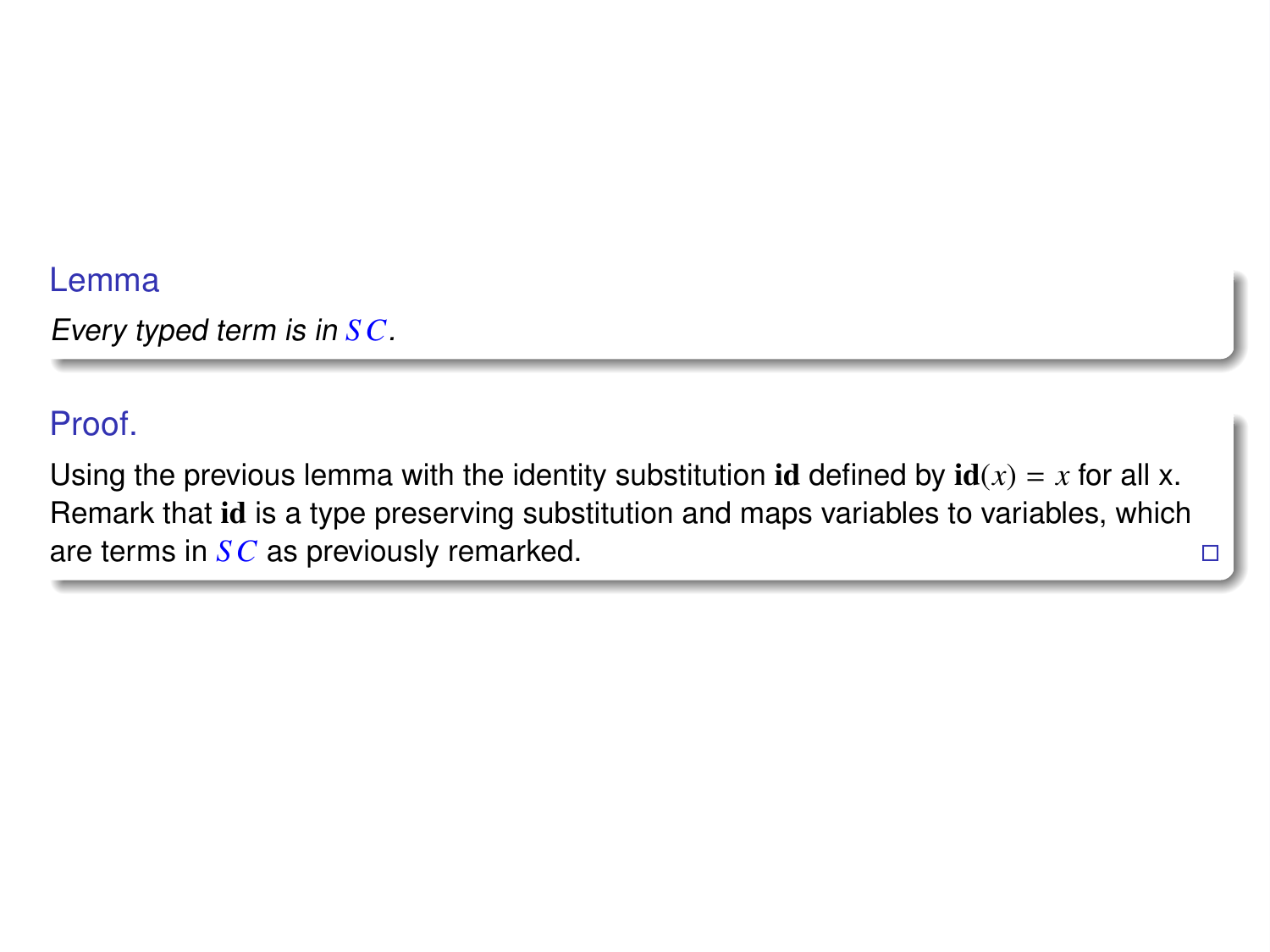**Lemma**

*Every typed term is in $SC$.*

**Proof.**

Using the previous lemma with the identity substitution $\mathbf{id}$ defined by $\mathbf{id}(x) = x$ for all x. Remark that $\mathbf{id}$ is a type preserving substitution and maps variables to variables, which are terms in $SC$ as previously remarked. □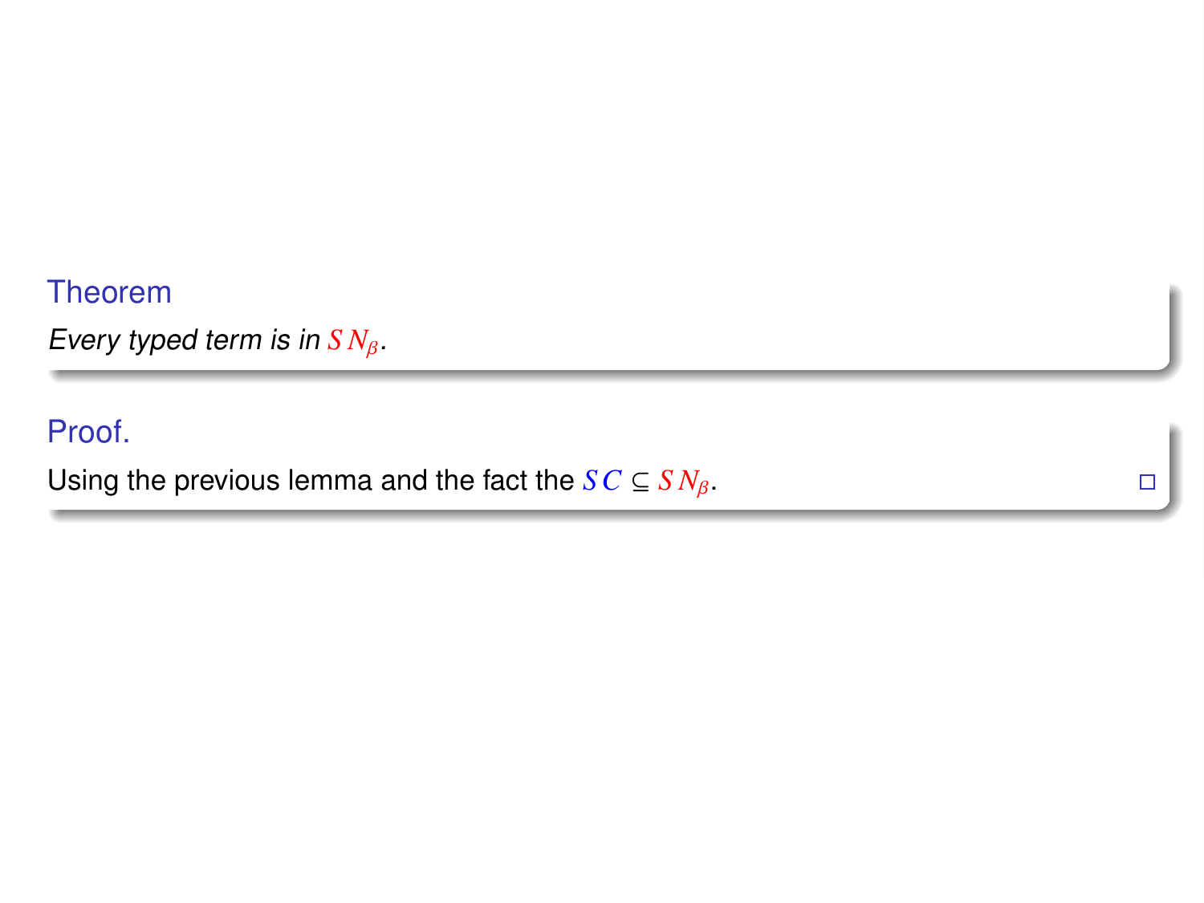**Theorem**

*Every typed term is in $SN_\beta$.*

**Proof.**

Using the previous lemma and the fact the $SC \subseteq SN_\beta$. □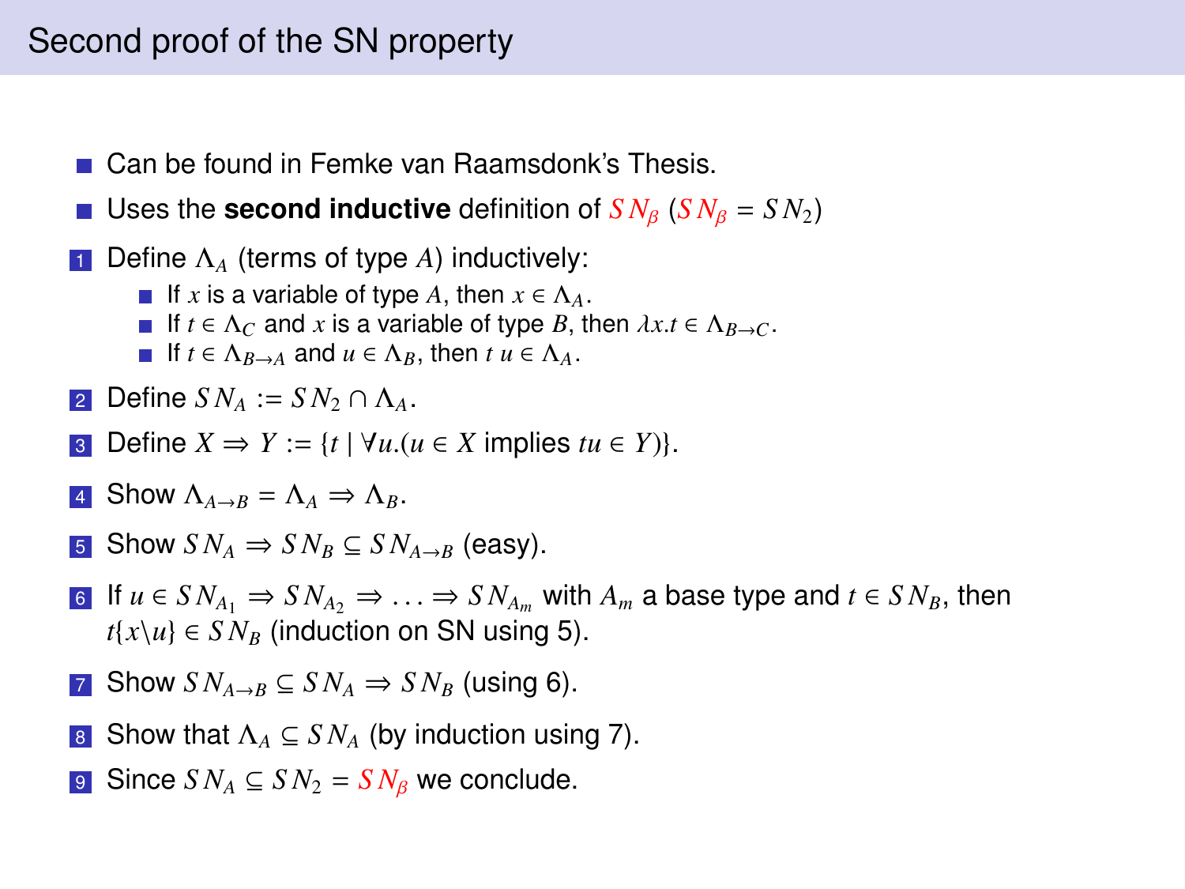# Second proof of the SN property

- Can be found in Femke van Raamsdonk's Thesis.
- Uses the **second inductive** definition of $SN_\beta$ ($SN_\beta = SN_2$)

1. Define $\Lambda_A$ (terms of type $A$) inductively:
   - If $x$ is a variable of type $A$, then $x \in \Lambda_A$.
   - If $t \in \Lambda_C$ and $x$ is a variable of type $B$, then $\lambda x.t \in \Lambda_{B \to C}$.
   - If $t \in \Lambda_{B \to A}$ and $u \in \Lambda_B$, then $t\ u \in \Lambda_A$.
2. Define $SN_A := SN_2 \cap \Lambda_A$.
3. Define $X \Rightarrow Y := \{t \mid \forall u.(u \in X \text{ implies } tu \in Y)\}$.
4. Show $\Lambda_{A \to B} = \Lambda_A \Rightarrow \Lambda_B$.
5. Show $SN_A \Rightarrow SN_B \subseteq SN_{A \to B}$ (easy).
6. If $u \in SN_{A_1} \Rightarrow SN_{A_2} \Rightarrow \ldots \Rightarrow SN_{A_m}$ with $A_m$ a base type and $t \in SN_B$, then $t\{x \backslash u\} \in SN_B$ (induction on SN using 5).
7. Show $SN_{A \to B} \subseteq SN_A \Rightarrow SN_B$ (using 6).
8. Show that $\Lambda_A \subseteq SN_A$ (by induction using 7).
9. Since $SN_A \subseteq SN_2 = SN_\beta$ we conclude.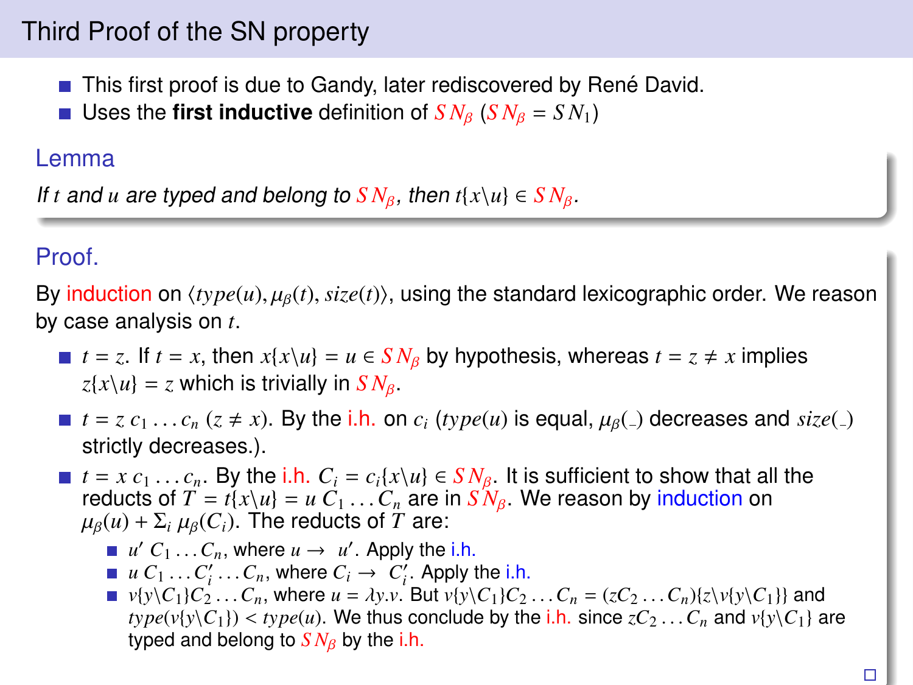# Third Proof of the SN property

- This first proof is due to Gandy, later rediscovered by René David.
- Uses the **first inductive** definition of $SN_\beta$ ($SN_\beta = SN_1$)

### Lemma

*If $t$ and $u$ are typed and belong to $SN_\beta$, then $t\{x\backslash u\} \in SN_\beta$.*

### Proof.

By induction on $\langle type(u), \mu_\beta(t), size(t)\rangle$, using the standard lexicographic order. We reason by case analysis on $t$.

- $t = z$. If $t = x$, then $x\{x\backslash u\} = u \in SN_\beta$ by hypothesis, whereas $t = z \neq x$ implies $z\{x\backslash u\} = z$ which is trivially in $SN_\beta$.
- $t = z\, c_1 \dots c_n$ ($z \neq x$). By the i.h. on $c_i$ ($type(u)$ is equal, $\mu_\beta(\_)$ decreases and $size(\_)$ strictly decreases.).
- $t = x\, c_1 \dots c_n$. By the i.h. $C_i = c_i\{x\backslash u\} \in SN_\beta$. It is sufficient to show that all the reducts of $T = t\{x\backslash u\} = u\, C_1 \dots C_n$ are in $SN_\beta$. We reason by induction on $\mu_\beta(u) + \Sigma_i\, \mu_\beta(C_i)$. The reducts of $T$ are:
  - $u'\, C_1 \dots C_n$, where $u \to u'$. Apply the i.h.
  - $u\, C_1 \dots C_i' \dots C_n$, where $C_i \to C_i'$. Apply the i.h.
  - $v\{y\backslash C_1\}C_2 \dots C_n$, where $u = \lambda y.v$. But $v\{y\backslash C_1\}C_2 \dots C_n = (zC_2 \dots C_n)\{z\backslash v\{y\backslash C_1\}\}$ and $type(v\{y\backslash C_1\}) < type(u)$. We thus conclude by the i.h. since $zC_2 \dots C_n$ and $v\{y\backslash C_1\}$ are typed and belong to $SN_\beta$ by the i.h.

□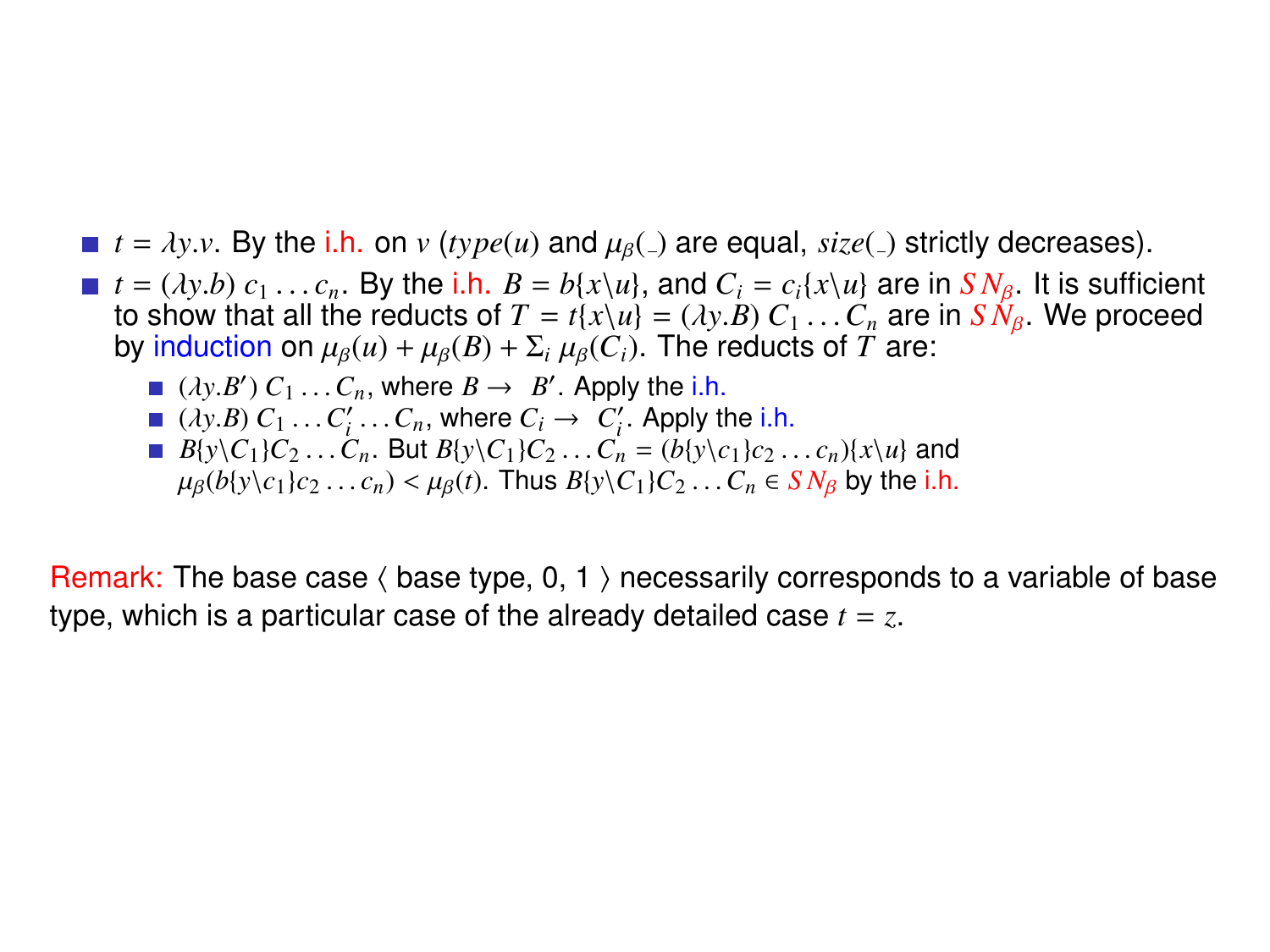- $t = \lambda y.v$. By the i.h. on $v$ ($type(u)$ and $\mu_\beta(\_)$ are equal, $size(\_)$ strictly decreases).
- $t = (\lambda y.b)\ c_1 \ldots c_n$. By the i.h. $B = b\{x\backslash u\}$, and $C_i = c_i\{x\backslash u\}$ are in $SN_\beta$. It is sufficient to show that all the reducts of $T = t\{x\backslash u\} = (\lambda y.B)\ C_1 \ldots C_n$ are in $SN_\beta$. We proceed by induction on $\mu_\beta(u) + \mu_\beta(B) + \Sigma_i\ \mu_\beta(C_i)$. The reducts of $T$ are:
  - $(\lambda y.B')\ C_1 \ldots C_n$, where $B \to B'$. Apply the i.h.
  - $(\lambda y.B)\ C_1 \ldots C'_i \ldots C_n$, where $C_i \to C'_i$. Apply the i.h.
  - $B\{y\backslash C_1\}C_2 \ldots C_n$. But $B\{y\backslash C_1\}C_2 \ldots C_n = (b\{y\backslash c_1\}c_2 \ldots c_n)\{x\backslash u\}$ and $\mu_\beta(b\{y\backslash c_1\}c_2 \ldots c_n) < \mu_\beta(t)$. Thus $B\{y\backslash C_1\}C_2 \ldots C_n \in SN_\beta$ by the i.h.

Remark: The base case $\langle$ base type, 0, 1 $\rangle$ necessarily corresponds to a variable of base type, which is a particular case of the already detailed case $t = z$.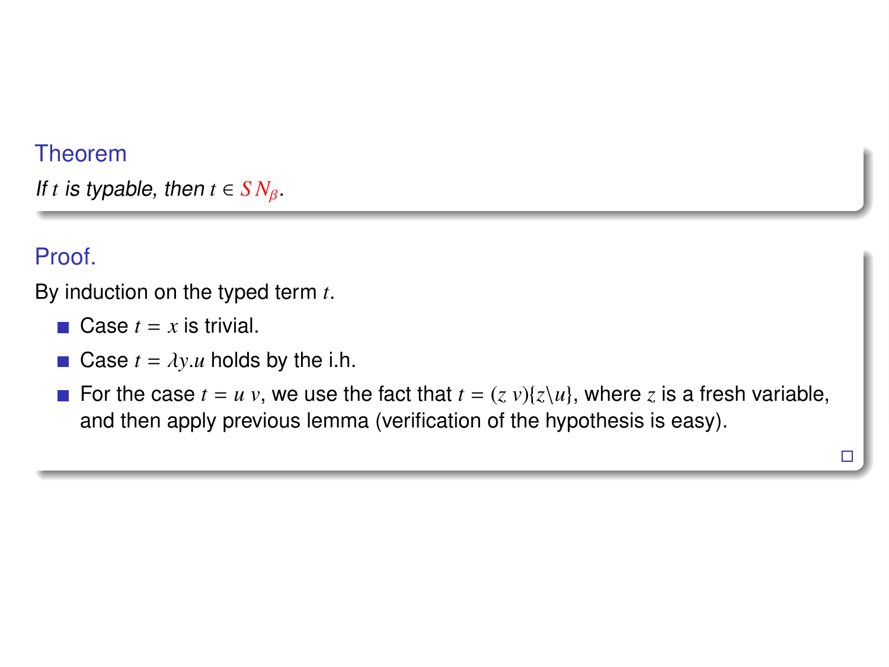### Theorem

*If $t$ is typable, then $t \in SN_{\beta}$.*

### Proof.

By induction on the typed term $t$.

- Case $t = x$ is trivial.
- Case $t = \lambda y.u$ holds by the i.h.
- For the case $t = u\ v$, we use the fact that $t = (z\ v)\{z \backslash u\}$, where $z$ is a fresh variable, and then apply previous lemma (verification of the hypothesis is easy).

□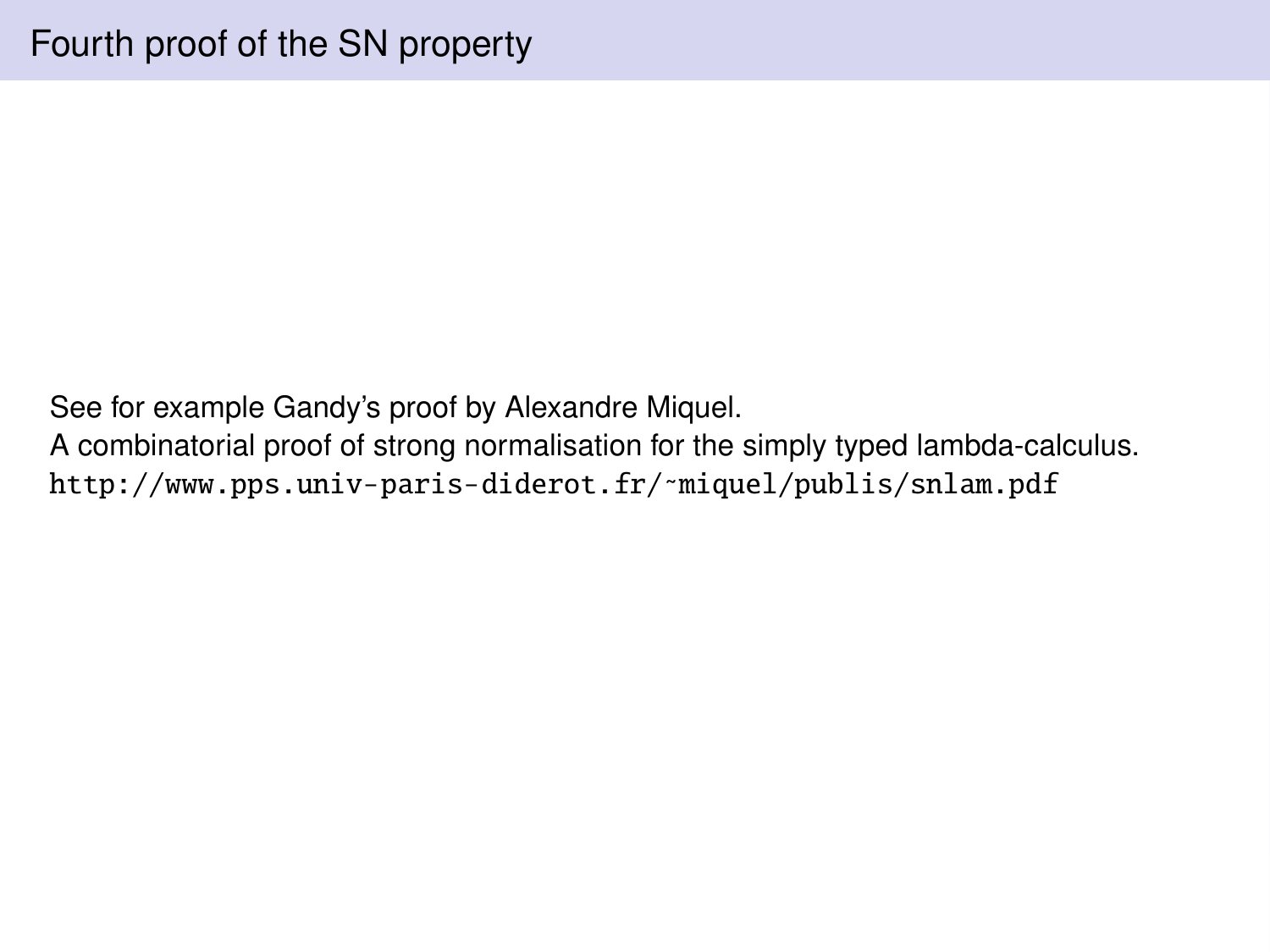# Fourth proof of the SN property

See for example Gandy's proof by Alexandre Miquel.
A combinatorial proof of strong normalisation for the simply typed lambda-calculus.
http://www.pps.univ-paris-diderot.fr/~miquel/publis/snlam.pdf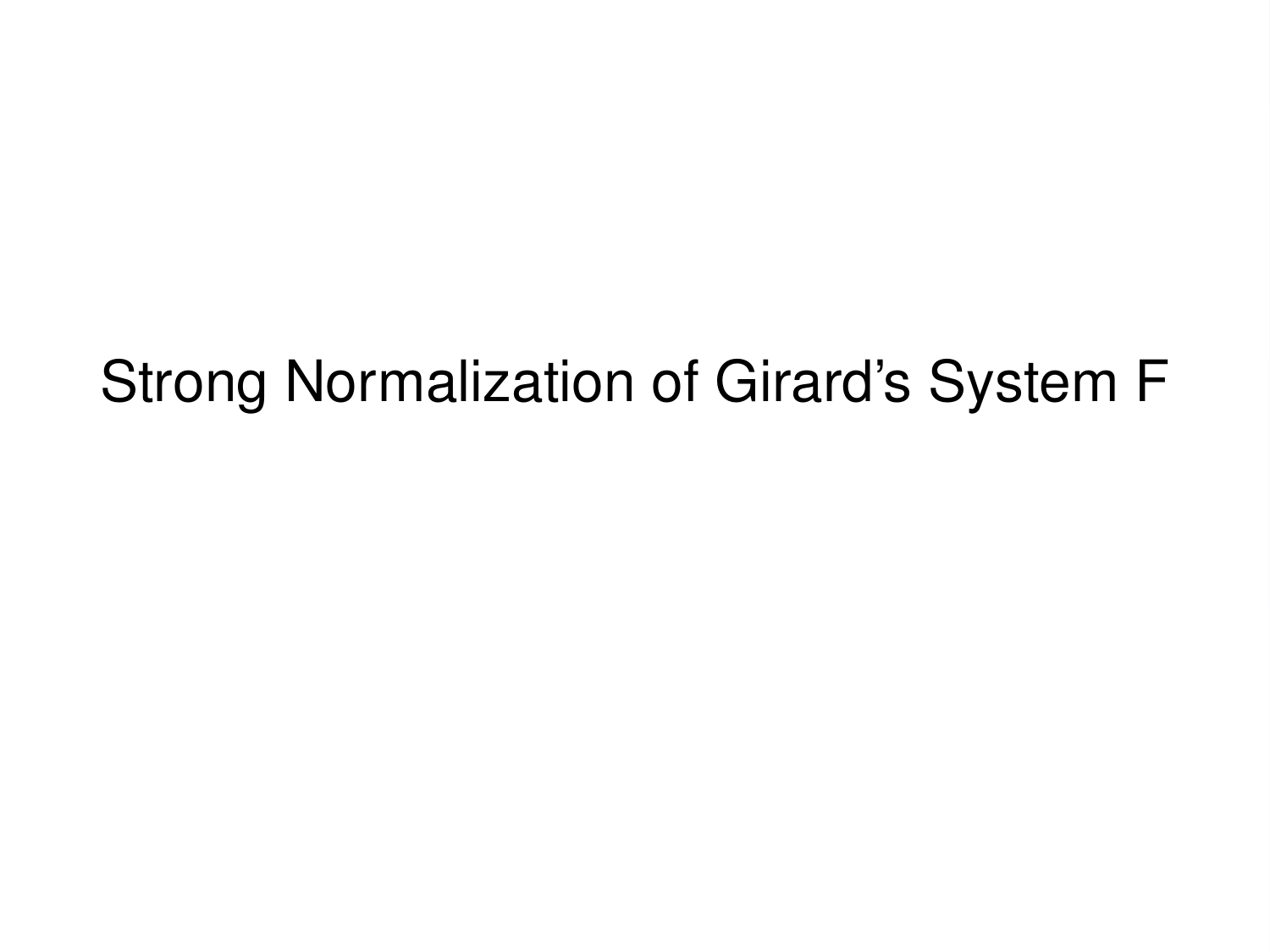# Strong Normalization of Girard’s System F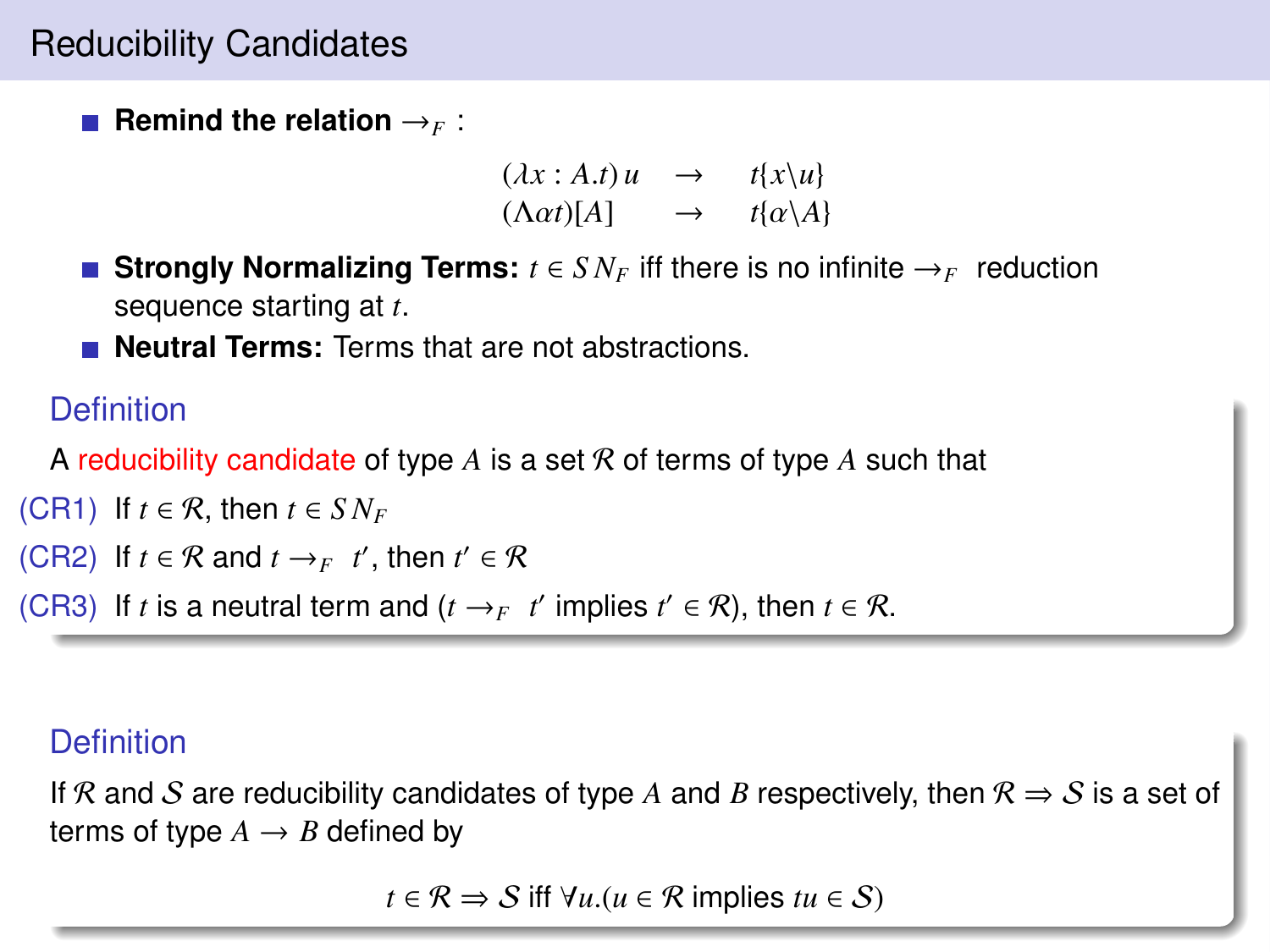## Reducibility Candidates

- **Remind the relation $\rightarrow_F$ :**

$$\begin{array}{lcl} (\lambda x : A.t)\, u & \rightarrow & t\{x \backslash u\} \\ (\Lambda \alpha t)[A] & \rightarrow & t\{\alpha \backslash A\} \end{array}$$

- **Strongly Normalizing Terms:** $t \in SN_F$ iff there is no infinite $\rightarrow_F$ reduction sequence starting at $t$.
- **Neutral Terms:** Terms that are not abstractions.

### Definition

A reducibility candidate of type $A$ is a set $\mathcal{R}$ of terms of type $A$ such that

(CR1) If $t \in \mathcal{R}$, then $t \in SN_F$

(CR2) If $t \in \mathcal{R}$ and $t \rightarrow_F t'$, then $t' \in \mathcal{R}$

(CR3) If $t$ is a neutral term and ($t \rightarrow_F t'$ implies $t' \in \mathcal{R}$), then $t \in \mathcal{R}$.

### Definition

If $\mathcal{R}$ and $\mathcal{S}$ are reducibility candidates of type $A$ and $B$ respectively, then $\mathcal{R} \Rightarrow \mathcal{S}$ is a set of terms of type $A \rightarrow B$ defined by

$$t \in \mathcal{R} \Rightarrow \mathcal{S} \text{ iff } \forall u.(u \in \mathcal{R} \text{ implies } tu \in \mathcal{S})$$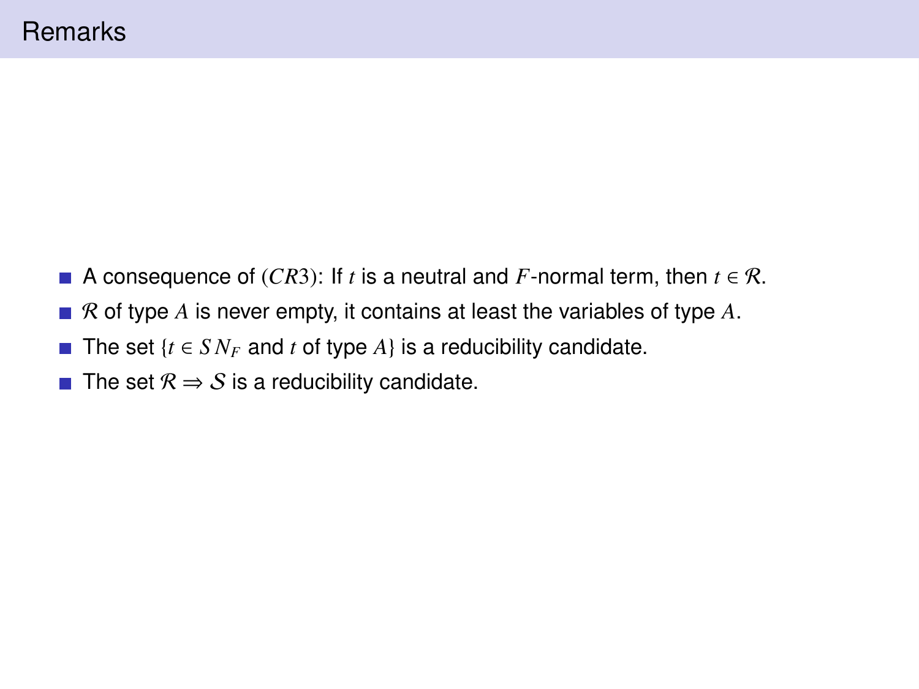# Remarks

- A consequence of $(CR3)$: If $t$ is a neutral and $F$-normal term, then $t \in \mathcal{R}$.
- $\mathcal{R}$ of type $A$ is never empty, it contains at least the variables of type $A$.
- The set $\{t \in SN_F$ and $t$ of type $A\}$ is a reducibility candidate.
- The set $\mathcal{R} \Rightarrow \mathcal{S}$ is a reducibility candidate.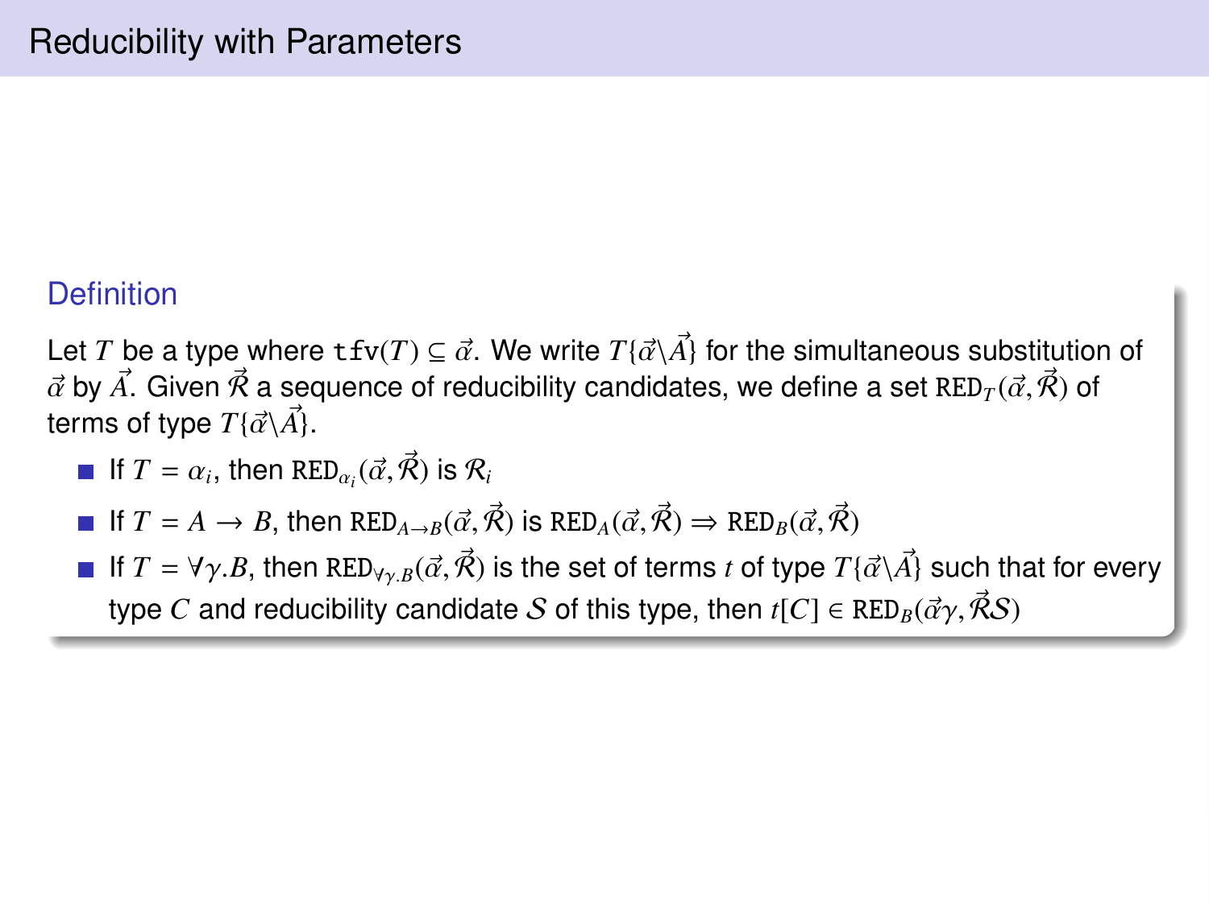# Reducibility with Parameters

**Definition**

Let $T$ be a type where $\mathtt{tfv}(T) \subseteq \vec{\alpha}$. We write $T\{\vec{\alpha}\backslash\vec{A}\}$ for the simultaneous substitution of $\vec{\alpha}$ by $\vec{A}$. Given $\vec{\mathcal{R}}$ a sequence of reducibility candidates, we define a set $\mathtt{RED}_T(\vec{\alpha}, \vec{\mathcal{R}})$ of terms of type $T\{\vec{\alpha}\backslash\vec{A}\}$.

- If $T = \alpha_i$, then $\mathtt{RED}_{\alpha_i}(\vec{\alpha}, \vec{\mathcal{R}})$ is $\mathcal{R}_i$
- If $T = A \to B$, then $\mathtt{RED}_{A\to B}(\vec{\alpha}, \vec{\mathcal{R}})$ is $\mathtt{RED}_A(\vec{\alpha}, \vec{\mathcal{R}}) \Rightarrow \mathtt{RED}_B(\vec{\alpha}, \vec{\mathcal{R}})$
- If $T = \forall\gamma.B$, then $\mathtt{RED}_{\forall\gamma.B}(\vec{\alpha}, \vec{\mathcal{R}})$ is the set of terms $t$ of type $T\{\vec{\alpha}\backslash\vec{A}\}$ such that for every type $C$ and reducibility candidate $\mathcal{S}$ of this type, then $t[C] \in \mathtt{RED}_B(\vec{\alpha}\gamma, \vec{\mathcal{R}}\mathcal{S})$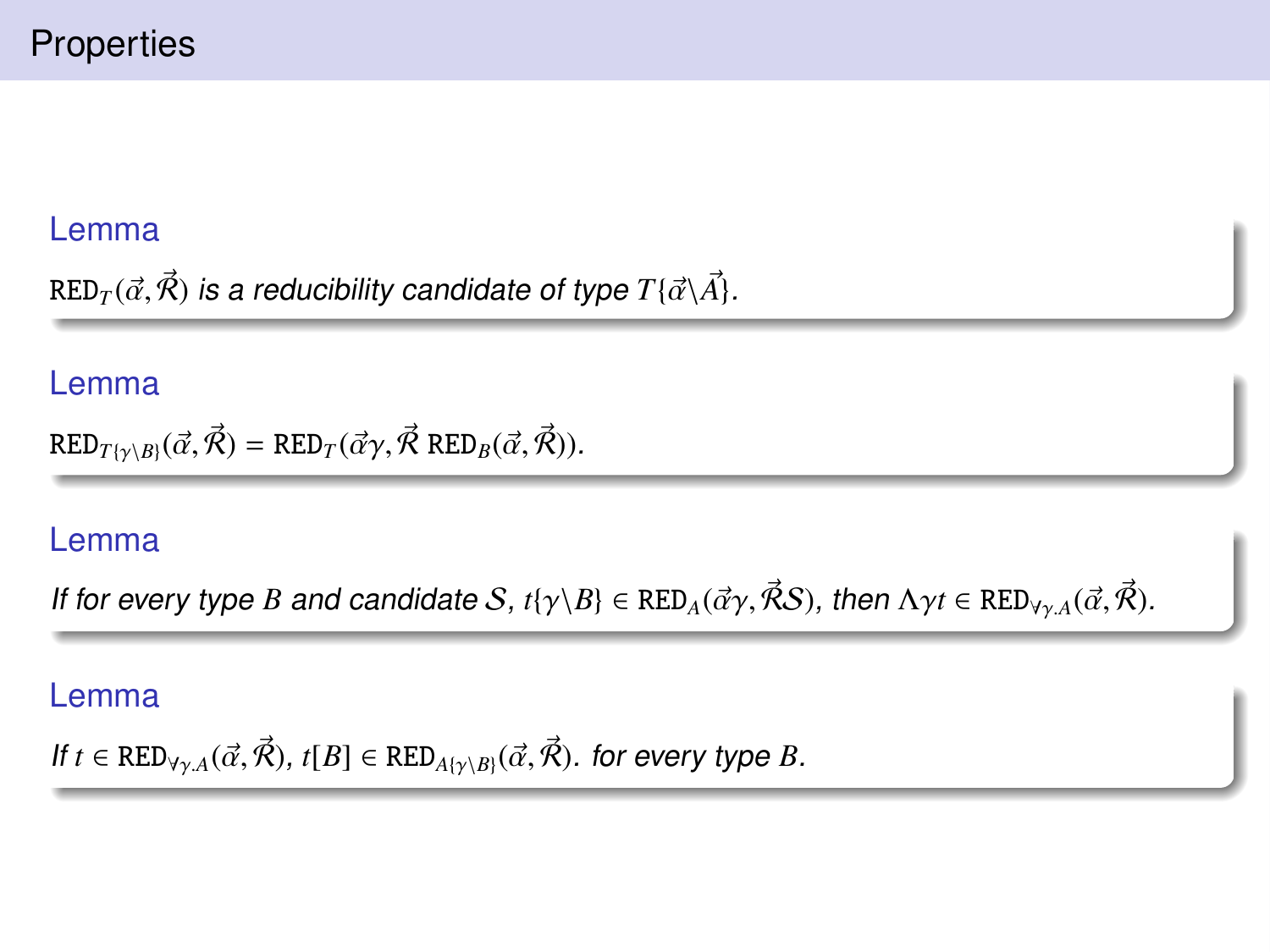# Properties

**Lemma**

$\mathtt{RED}_T(\vec{\alpha}, \vec{\mathcal{R}})$ *is a reducibility candidate of type* $T\{\vec{\alpha}\backslash\vec{A}\}$.

**Lemma**

$\mathtt{RED}_{T\{\gamma\backslash B\}}(\vec{\alpha}, \vec{\mathcal{R}}) = \mathtt{RED}_T(\vec{\alpha}\gamma, \vec{\mathcal{R}}\ \mathtt{RED}_B(\vec{\alpha}, \vec{\mathcal{R}}))$.

**Lemma**

*If for every type* $B$ *and candidate* $\mathcal{S}$, $t\{\gamma\backslash B\} \in \mathtt{RED}_A(\vec{\alpha}\gamma, \vec{\mathcal{R}}\mathcal{S})$, *then* $\Lambda\gamma t \in \mathtt{RED}_{\forall\gamma.A}(\vec{\alpha}, \vec{\mathcal{R}})$.

**Lemma**

*If* $t \in \mathtt{RED}_{\forall\gamma.A}(\vec{\alpha}, \vec{\mathcal{R}})$, $t[B] \in \mathtt{RED}_{A\{\gamma\backslash B\}}(\vec{\alpha}, \vec{\mathcal{R}})$. *for every type* $B$.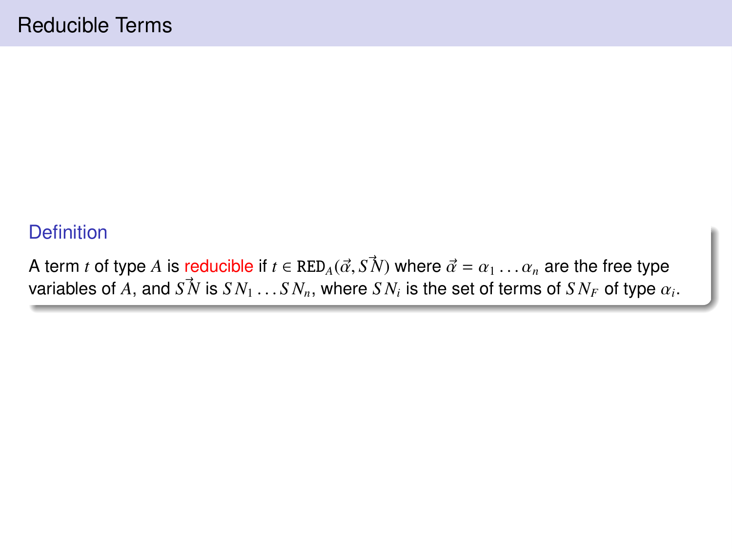# Reducible Terms

**Definition**

A term $t$ of type $A$ is reducible if $t \in \mathtt{RED}_A(\vec{\alpha}, S\vec{N})$ where $\vec{\alpha} = \alpha_1 \ldots \alpha_n$ are the free type variables of $A$, and $S\vec{N}$ is $SN_1 \ldots SN_n$, where $SN_i$ is the set of terms of $SN_F$ of type $\alpha_i$.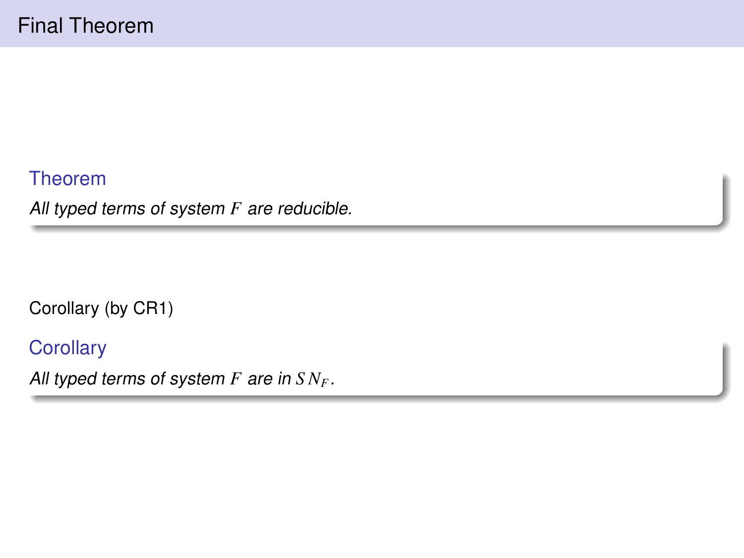# Final Theorem

**Theorem**

*All typed terms of system $F$ are reducible.*

Corollary (by CR1)

**Corollary**

*All typed terms of system $F$ are in $SN_F$.*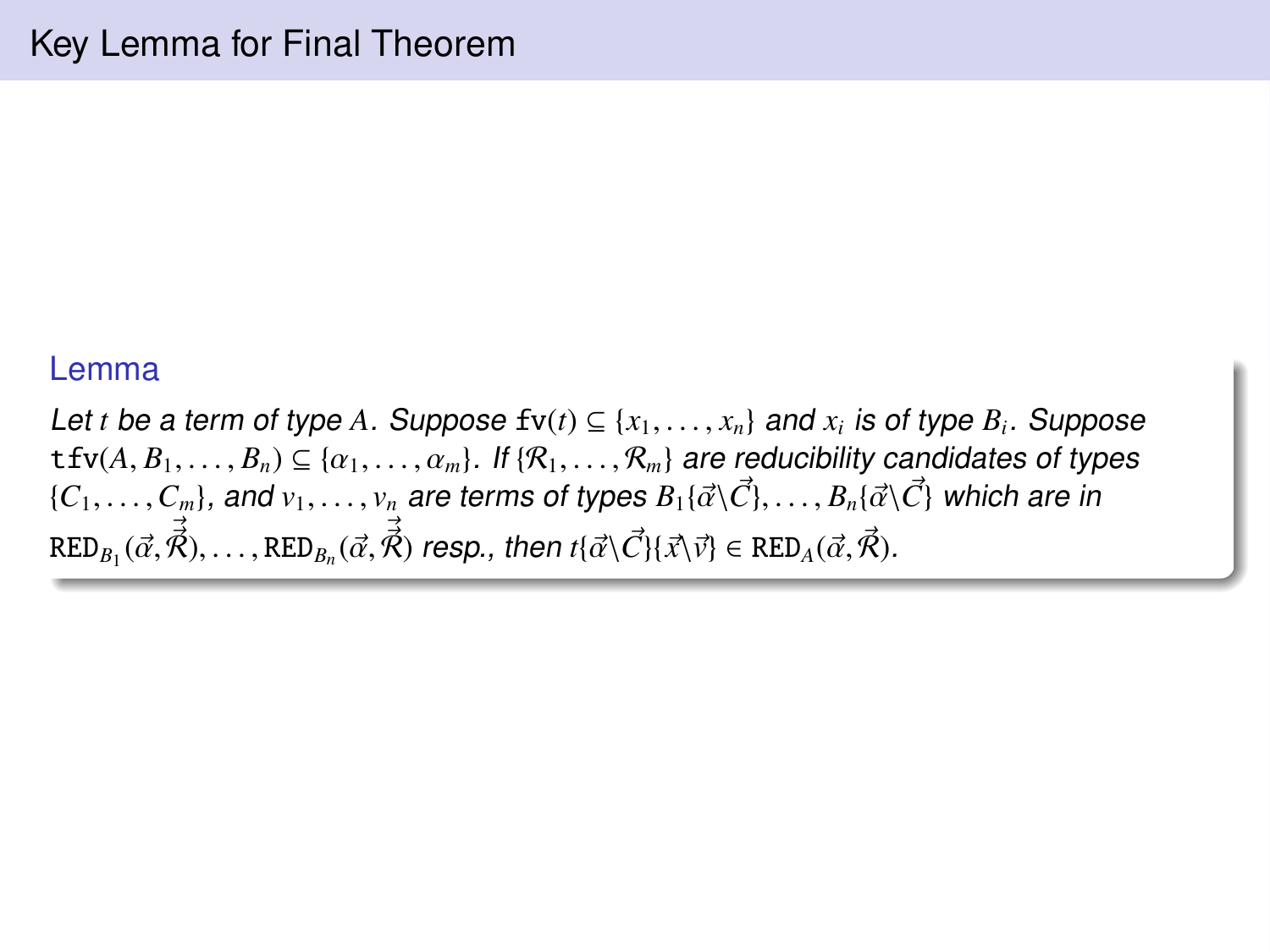# Key Lemma for Final Theorem

**Lemma**

*Let $t$ be a term of type $A$. Suppose $\mathtt{fv}(t) \subseteq \{x_1, \ldots, x_n\}$ and $x_i$ is of type $B_i$. Suppose $\mathtt{tfv}(A, B_1, \ldots, B_n) \subseteq \{\alpha_1, \ldots, \alpha_m\}$. If $\{\mathcal{R}_1, \ldots, \mathcal{R}_m\}$ are reducibility candidates of types $\{C_1, \ldots, C_m\}$, and $v_1, \ldots, v_n$ are terms of types $B_1\{\vec{\alpha}\backslash\vec{C}\}, \ldots, B_n\{\vec{\alpha}\backslash\vec{C}\}$ which are in $\mathtt{RED}_{B_1}(\vec{\alpha}, \vec{\mathcal{R}}), \ldots, \mathtt{RED}_{B_n}(\vec{\alpha}, \vec{\mathcal{R}})$ resp., then $t\{\vec{\alpha}\backslash\vec{C}\}\{\vec{x}\backslash\vec{v}\} \in \mathtt{RED}_A(\vec{\alpha}, \vec{\mathcal{R}})$.*